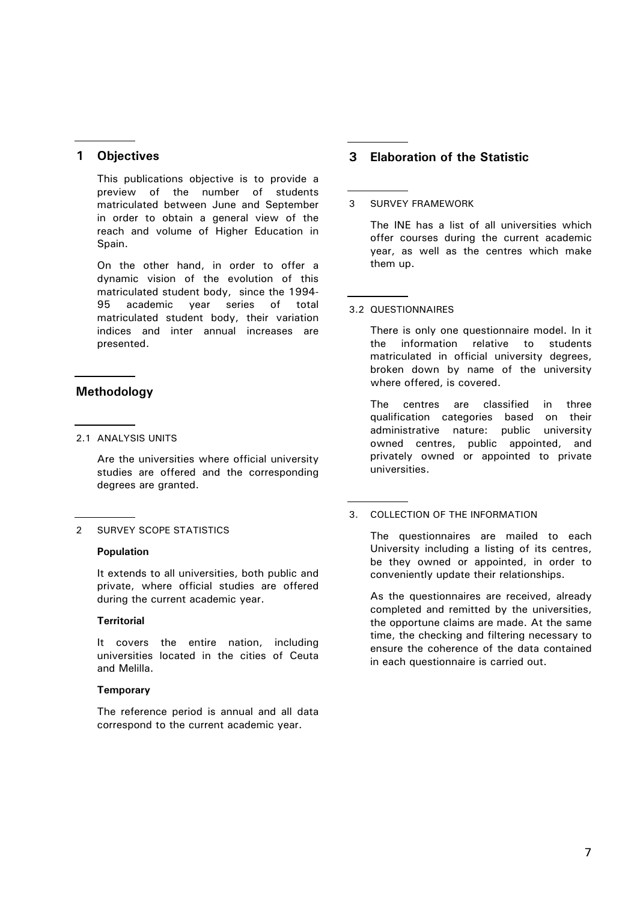## 1 Objectives

This publications objective is to provide a preview of the number of students matriculated between June and September in order to obtain a general view of the reach and volume of Higher Education in Spain.

On the other hand, in order to offer a dynamic vision of the evolution of this matriculated student body, since the 1994-95 academic year series of total matriculated student body, their variation indices and inter annual increases are presented.

## Methodology

### 2.1 ANALYSIS UNITS

Are the universities where official university studies are offered and the corresponding degrees are granted.

### 2 SURVEY SCOPE STATISTICS

**Population**

It extends to all universities, both public and private, where official studies are offered during the current academic year.

**Territorial**

It covers the entire nation, including universities located in the cities of Ceuta and Melilla.

**Temporary**

The reference period is annual and all data correspond to the current academic year.

## 3 Elaboration of the Statistic

### 3 SURVEY FRAMEWORK

The INE has a list of all universities which offer courses during the current academic year, as well as the centres which make them up.

### 3.2 QUESTIONNAIRES

There is only one questionnaire model. In it the information relative to students matriculated in official university degrees, broken down by name of the university where offered, is covered.

The centres are classified in three qualification categories based on their administrative nature: public university owned centres, public appointed, and privately owned or appointed to private universities.

### 3. COLLECTION OF THE INFORMATION

The questionnaires are mailed to each University including a listing of its centres, be they owned or appointed, in order to conveniently update their relationships.

As the questionnaires are received, already completed and remitted by the universities, the opportune claims are made. At the same time, the checking and filtering necessary to ensure the coherence of the data contained in each questionnaire is carried out.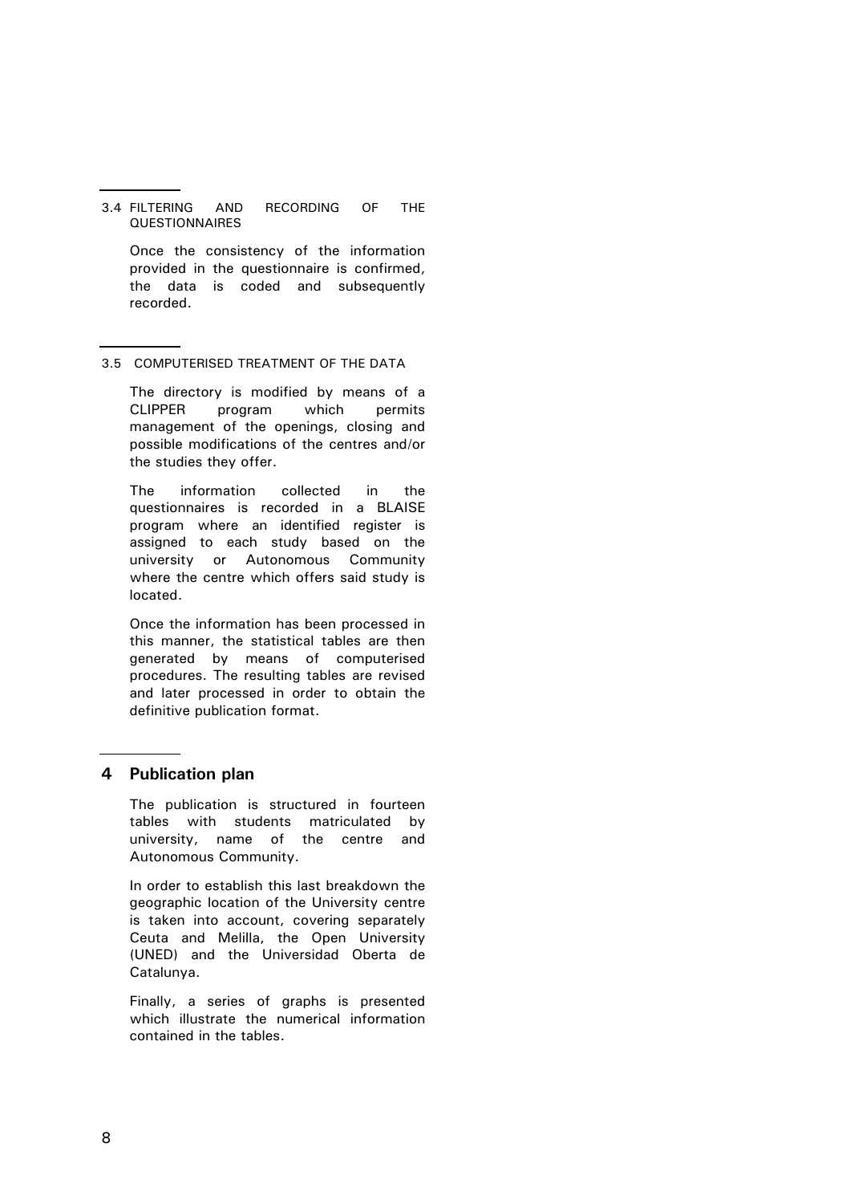### 3.4 FILTERING AND RECORDING OF THE QUESTIONNAIRES

Once the consistency of the information provided in the questionnaire is confirmed, the data is coded and subsequently recorded.

### 3.5 COMPUTERISED TREATMENT OF THE DATA

The directory is modified by means of a CLIPPER program which permits management of the openings, closing and possible modifications of the centres and/or the studies they offer.

The information collected in the questionnaires is recorded in a BLAISE program where an identified register is assigned to each study based on the university or Autonomous Community where the centre which offers said study is located.

Once the information has been processed in this manner, the statistical tables are then generated by means of computerised procedures. The resulting tables are revised and later processed in order to obtain the definitive publication format.

## 4 Publication plan

The publication is structured in fourteen tables with students matriculated by university, name of the centre and Autonomous Community.

In order to establish this last breakdown the geographic location of the University centre is taken into account, covering separately Ceuta and Melilla, the Open University (UNED) and the Universidad Oberta de Catalunya.

Finally, a series of graphs is presented which illustrate the numerical information contained in the tables.